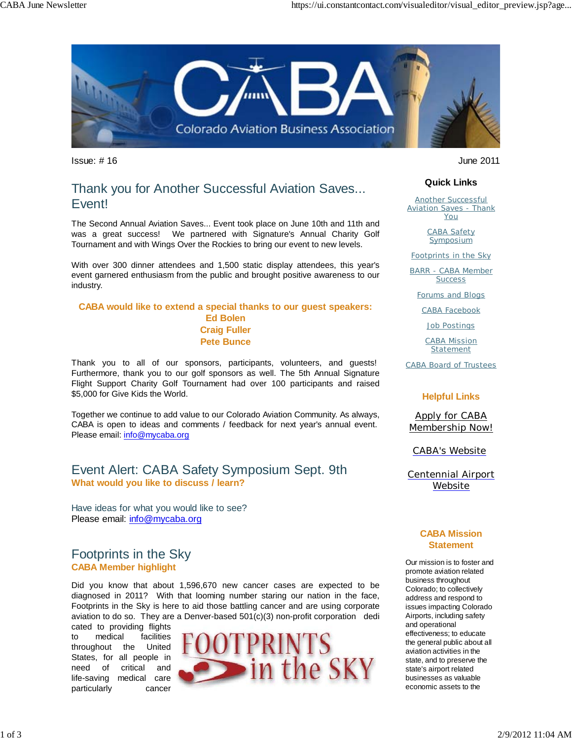Issue: # 16

June 2011

## Thank you for Another Successful Aviation Saves... Event!

The Second Annual Aviation Saves... Event took place on June 10th and 11th and was a great success! We partnered with Signature's Annual Charity Golf Tournament and with Wings Over the Rockies to bring our event to new levels.

With over 300 dinner attendees and 1,500 static display attendees, this year's event garnered enthusiasm from the public and brought positive awareness to our industry.

**CABA would like to extend a special thanks to our guest speakers:**
**Ed Bolen**
**Craig Fuller**
**Pete Bunce**

Thank you to all of our sponsors, participants, volunteers, and guests! Furthermore, thank you to our golf sponsors as well. The 5th Annual Signature Flight Support Charity Golf Tournament had over 100 participants and raised $5,000 for Give Kids the World.

Together we continue to add value to our Colorado Aviation Community. As always, CABA is open to ideas and comments / feedback for next year's annual event. Please email: info@mycaba.org

## Event Alert: CABA Safety Symposium Sept. 9th

**What would you like to discuss / learn?**

Have ideas for what you would like to see?
Please email: info@mycaba.org

## Footprints in the Sky

**CABA Member highlight**

Did you know that about 1,596,670 new cancer cases are expected to be diagnosed in 2011? With that looming number staring our nation in the face, Footprints in the Sky is here to aid those battling cancer and are using corporate aviation to do so. They are a Denver-based 501(c)(3) non-profit corporation dedicated to providing flights to medical facilities throughout the United States, for all people in need of critical and life-saving medical care particularly cancer

### Quick Links

- Another Successful Aviation Saves - Thank You
- CABA Safety Symposium
- Footprints in the Sky
- BARR - CABA Member Success
- Forums and Blogs
- CABA Facebook
- Job Postings
- CABA Mission Statement
- CABA Board of Trustees

### Helpful Links

- Apply for CABA Membership Now!
- CABA's Website
- Centennial Airport Website

### CABA Mission Statement

Our mission is to foster and promote aviation related business throughout Colorado; to collectively address and respond to issues impacting Colorado Airports, including safety and operational effectiveness; to educate the general public about all aviation activities in the state, and to preserve the state's airport related businesses as valuable economic assets to the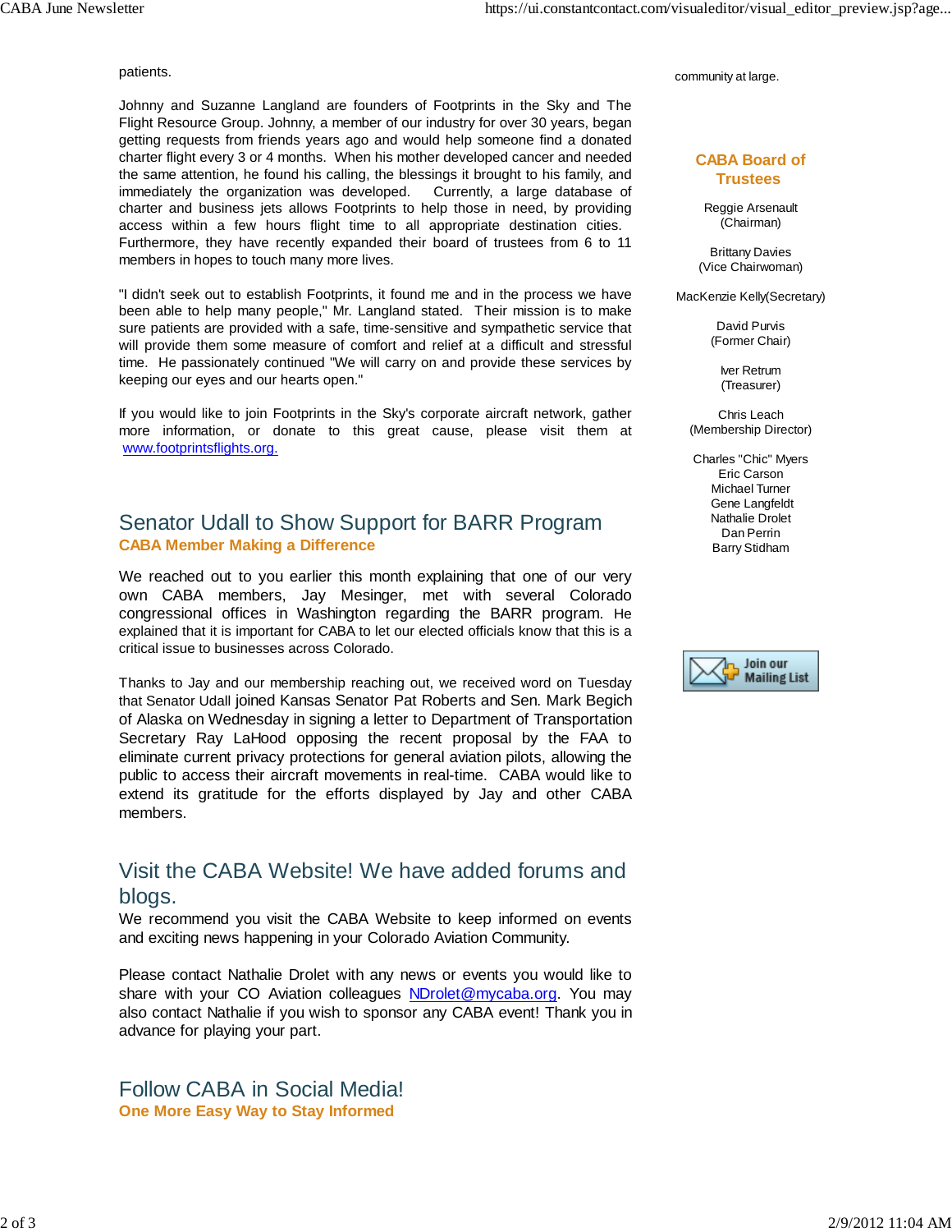patients.

Johnny and Suzanne Langland are founders of Footprints in the Sky and The Flight Resource Group. Johnny, a member of our industry for over 30 years, began getting requests from friends years ago and would help someone find a donated charter flight every 3 or 4 months. When his mother developed cancer and needed the same attention, he found his calling, the blessings it brought to his family, and immediately the organization was developed. Currently, a large database of charter and business jets allows Footprints to help those in need, by providing access within a few hours flight time to all appropriate destination cities. Furthermore, they have recently expanded their board of trustees from 6 to 11 members in hopes to touch many more lives.

"I didn't seek out to establish Footprints, it found me and in the process we have been able to help many people," Mr. Langland stated. Their mission is to make sure patients are provided with a safe, time-sensitive and sympathetic service that will provide them some measure of comfort and relief at a difficult and stressful time. He passionately continued "We will carry on and provide these services by keeping our eyes and our hearts open."

If you would like to join Footprints in the Sky's corporate aircraft network, gather more information, or donate to this great cause, please visit them at [www.footprintsflights.org.](http://www.footprintsflights.org)

## Senator Udall to Show Support for BARR Program

**CABA Member Making a Difference**

We reached out to you earlier this month explaining that one of our very own CABA members, Jay Mesinger, met with several Colorado congressional offices in Washington regarding the BARR program. He explained that it is important for CABA to let our elected officials know that this is a critical issue to businesses across Colorado.

Thanks to Jay and our membership reaching out, we received word on Tuesday that Senator Udall joined Kansas Senator Pat Roberts and Sen. Mark Begich of Alaska on Wednesday in signing a letter to Department of Transportation Secretary Ray LaHood opposing the recent proposal by the FAA to eliminate current privacy protections for general aviation pilots, allowing the public to access their aircraft movements in real-time. CABA would like to extend its gratitude for the efforts displayed by Jay and other CABA members.

## Visit the CABA Website! We have added forums and blogs.

We recommend you visit the CABA Website to keep informed on events and exciting news happening in your Colorado Aviation Community.

Please contact Nathalie Drolet with any news or events you would like to share with your CO Aviation colleagues [NDrolet@mycaba.org](mailto:NDrolet@mycaba.org). You may also contact Nathalie if you wish to sponsor any CABA event! Thank you in advance for playing your part.

## Follow CABA in Social Media!

**One More Easy Way to Stay Informed**

community at large.

### CABA Board of Trustees

Reggie Arsenault
(Chairman)

Brittany Davies
(Vice Chairwoman)

MacKenzie Kelly(Secretary)

David Purvis
(Former Chair)

Iver Retrum
(Treasurer)

Chris Leach
(Membership Director)

Charles "Chic" Myers
Eric Carson
Michael Turner
Gene Langfeldt
Nathalie Drolet
Dan Perrin
Barry Stidham

Join our Mailing List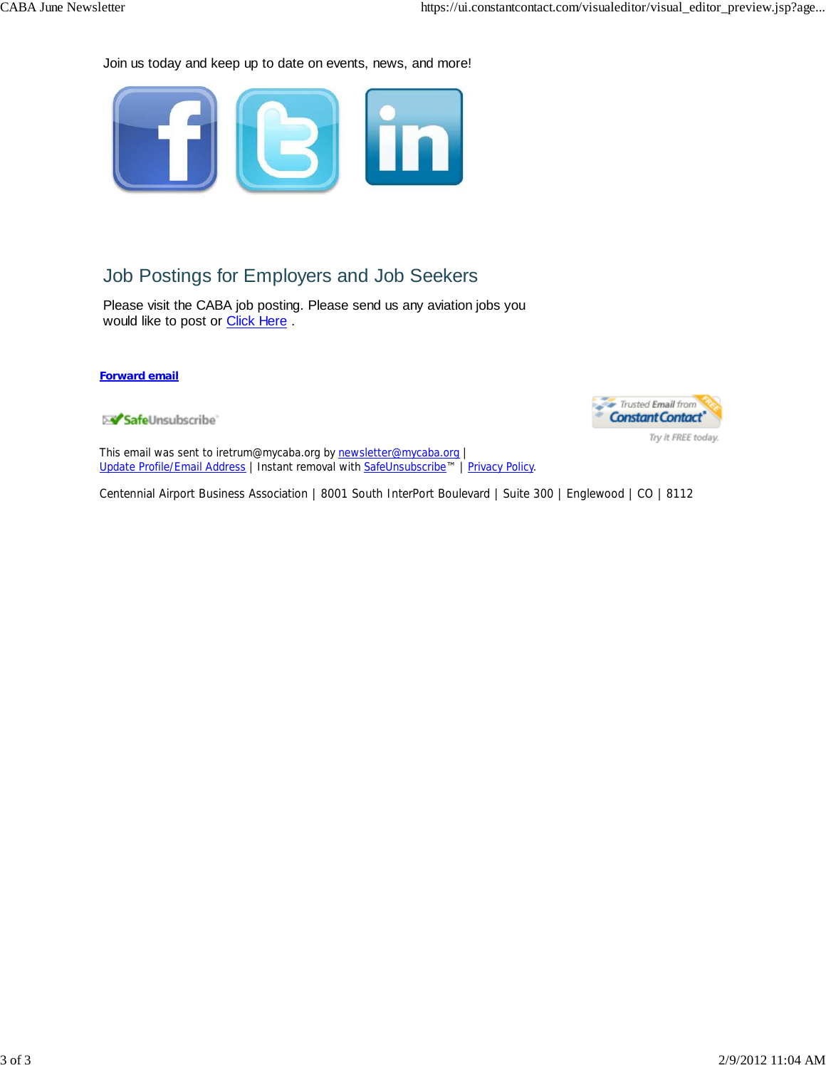Join us today and keep up to date on events, news, and more!

## Job Postings for Employers and Job Seekers

Please visit the CABA job posting. Please send us any aviation jobs you would like to post or Click Here .

**Forward email**

SafeUnsubscribe

Trusted Email from Constant Contact

Try it FREE today.

This email was sent to iretrum@mycaba.org by newsletter@mycaba.org |
Update Profile/Email Address | Instant removal with SafeUnsubscribe™ | Privacy Policy.

Centennial Airport Business Association | 8001 South InterPort Boulevard | Suite 300 | Englewood | CO | 8112